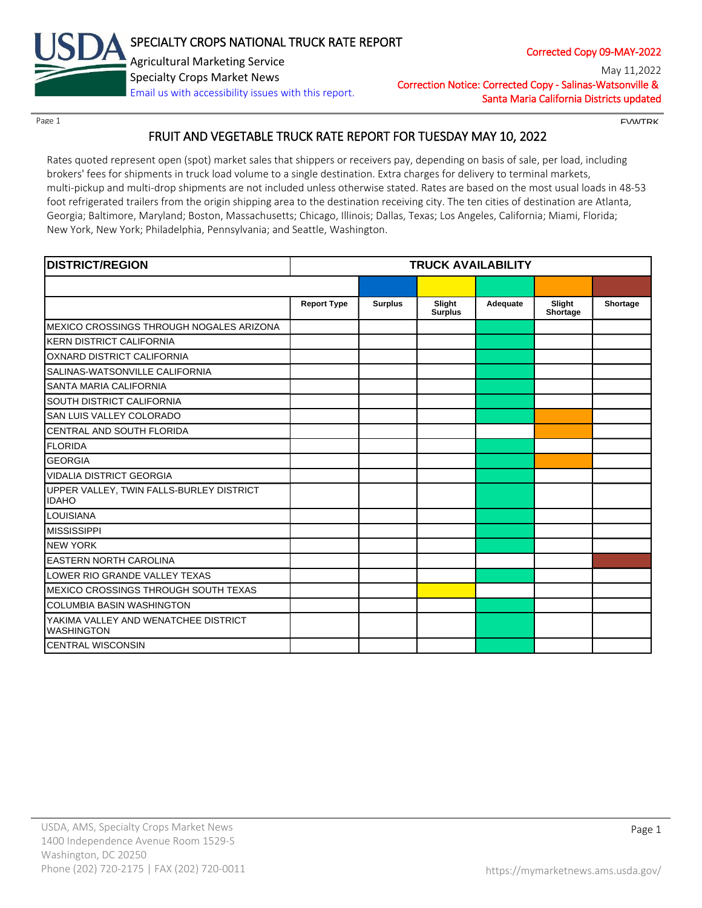# SPECIALTY CROPS NATIONAL TRUCK RATE REPORT

Agricultural Marketing Service
Specialty Crops Market News
Email us with accessibility issues with this report.

Corrected Copy 09-MAY-2022

May 11,2022

Correction Notice: Corrected Copy - Salinas-Watsonville & Santa Maria California Districts updated

FVWTRK

## FRUIT AND VEGETABLE TRUCK RATE REPORT FOR TUESDAY MAY 10, 2022

Rates quoted represent open (spot) market sales that shippers or receivers pay, depending on basis of sale, per load, including brokers' fees for shipments in truck load volume to a single destination. Extra charges for delivery to terminal markets, multi-pickup and multi-drop shipments are not included unless otherwise stated. Rates are based on the most usual loads in 48-53 foot refrigerated trailers from the origin shipping area to the destination receiving city. The ten cities of destination are Atlanta, Georgia; Baltimore, Maryland; Boston, Massachusetts; Chicago, Illinois; Dallas, Texas; Los Angeles, California; Miami, Florida; New York, New York; Philadelphia, Pennsylvania; and Seattle, Washington.

| DISTRICT/REGION | TRUCK AVAILABILITY | | | | | |
|---|---|---|---|---|---|---|
| | Report Type | Surplus | Slight Surplus | Adequate | Slight Shortage | Shortage |
| MEXICO CROSSINGS THROUGH NOGALES ARIZONA | | | | X | | |
| KERN DISTRICT CALIFORNIA | | | | X | | |
| OXNARD DISTRICT CALIFORNIA | | | | X | | |
| SALINAS-WATSONVILLE CALIFORNIA | | | | X | | |
| SANTA MARIA CALIFORNIA | | | | X | | |
| SOUTH DISTRICT CALIFORNIA | | | | X | | |
| SAN LUIS VALLEY COLORADO | | | | X | X | |
| CENTRAL AND SOUTH FLORIDA | | | | | X | |
| FLORIDA | | | | X | | |
| GEORGIA | | | | X | X | |
| VIDALIA DISTRICT GEORGIA | | | | X | | |
| UPPER VALLEY, TWIN FALLS-BURLEY DISTRICT IDAHO | | | | X | | |
| LOUISIANA | | | | X | | |
| MISSISSIPPI | | | | X | | |
| NEW YORK | | | | X | | |
| EASTERN NORTH CAROLINA | | | | | | X |
| LOWER RIO GRANDE VALLEY TEXAS | | | | X | | |
| MEXICO CROSSINGS THROUGH SOUTH TEXAS | | | X | | | |
| COLUMBIA BASIN WASHINGTON | | | | X | | |
| YAKIMA VALLEY AND WENATCHEE DISTRICT WASHINGTON | | | | X | | |
| CENTRAL WISCONSIN | | | | X | | |

USDA, AMS, Specialty Crops Market News
1400 Independence Avenue Room 1529-S
Washington, DC 20250
Phone (202) 720-2175 | FAX (202) 720-0011

https://mymarketnews.ams.usda.gov/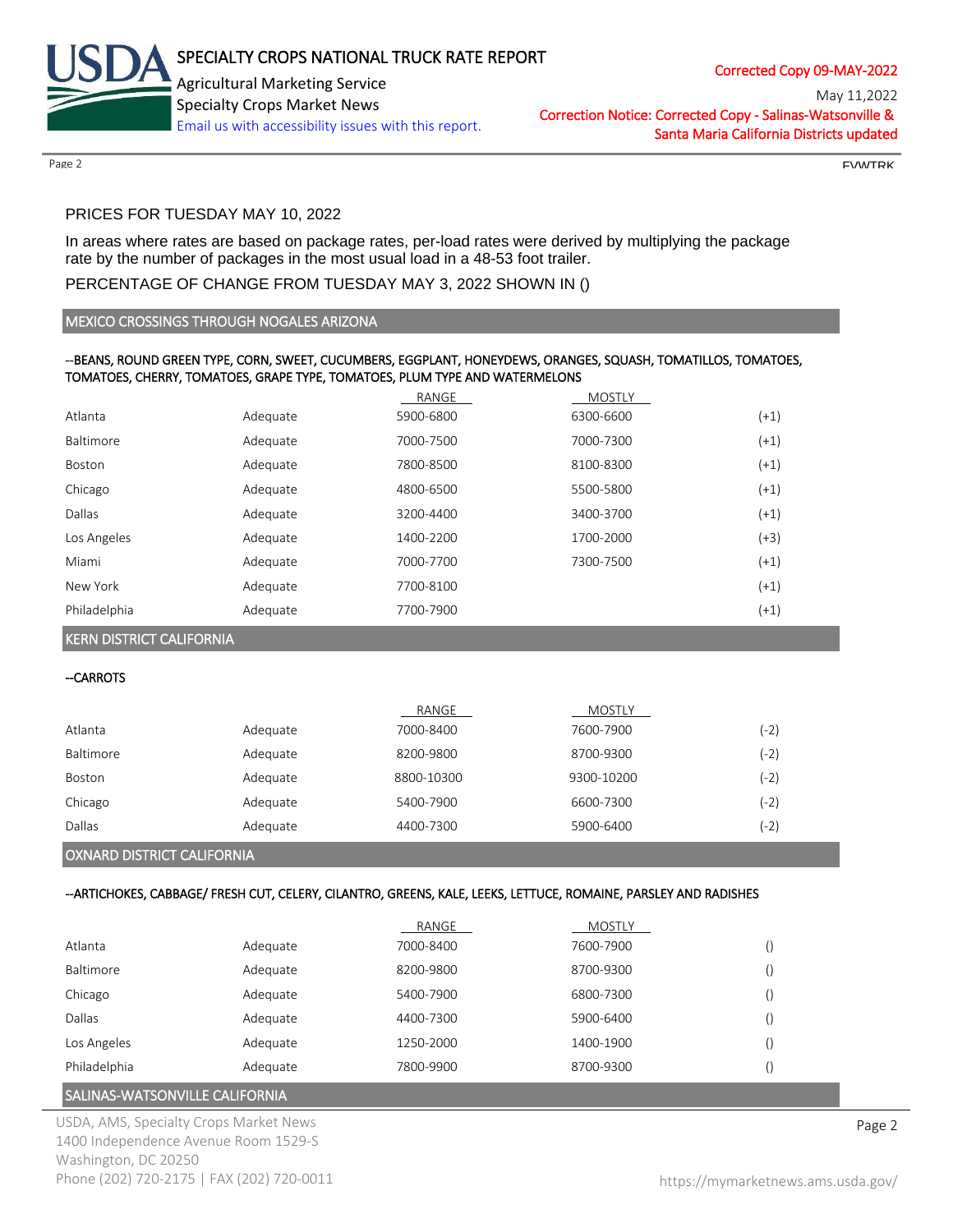PRICES FOR TUESDAY MAY 10, 2022

In areas where rates are based on package rates, per-load rates were derived by multiplying the package rate by the number of packages in the most usual load in a 48-53 foot trailer.

PERCENTAGE OF CHANGE FROM TUESDAY MAY 3, 2022 SHOWN IN ()

## MEXICO CROSSINGS THROUGH NOGALES ARIZONA

--BEANS, ROUND GREEN TYPE, CORN, SWEET, CUCUMBERS, EGGPLANT, HONEYDEWS, ORANGES, SQUASH, TOMATILLOS, TOMATOES, TOMATOES, CHERRY, TOMATOES, GRAPE TYPE, TOMATOES, PLUM TYPE AND WATERMELONS

| | | RANGE | MOSTLY | |
|---|---|---|---|---|
| Atlanta | Adequate | 5900-6800 | 6300-6600 | (+1) |
| Baltimore | Adequate | 7000-7500 | 7000-7300 | (+1) |
| Boston | Adequate | 7800-8500 | 8100-8300 | (+1) |
| Chicago | Adequate | 4800-6500 | 5500-5800 | (+1) |
| Dallas | Adequate | 3200-4400 | 3400-3700 | (+1) |
| Los Angeles | Adequate | 1400-2200 | 1700-2000 | (+3) |
| Miami | Adequate | 7000-7700 | 7300-7500 | (+1) |
| New York | Adequate | 7700-8100 | | (+1) |
| Philadelphia | Adequate | 7700-7900 | | (+1) |

## KERN DISTRICT CALIFORNIA

--CARROTS

| | | RANGE | MOSTLY | |
|---|---|---|---|---|
| Atlanta | Adequate | 7000-8400 | 7600-7900 | (-2) |
| Baltimore | Adequate | 8200-9800 | 8700-9300 | (-2) |
| Boston | Adequate | 8800-10300 | 9300-10200 | (-2) |
| Chicago | Adequate | 5400-7900 | 6600-7300 | (-2) |
| Dallas | Adequate | 4400-7300 | 5900-6400 | (-2) |

## OXNARD DISTRICT CALIFORNIA

--ARTICHOKES, CABBAGE/ FRESH CUT, CELERY, CILANTRO, GREENS, KALE, LEEKS, LETTUCE, ROMAINE, PARSLEY AND RADISHES

| | | RANGE | MOSTLY | |
|---|---|---|---|---|
| Atlanta | Adequate | 7000-8400 | 7600-7900 | () |
| Baltimore | Adequate | 8200-9800 | 8700-9300 | () |
| Chicago | Adequate | 5400-7900 | 6800-7300 | () |
| Dallas | Adequate | 4400-7300 | 5900-6400 | () |
| Los Angeles | Adequate | 1250-2000 | 1400-1900 | () |
| Philadelphia | Adequate | 7800-9900 | 8700-9300 | () |

## SALINAS-WATSONVILLE CALIFORNIA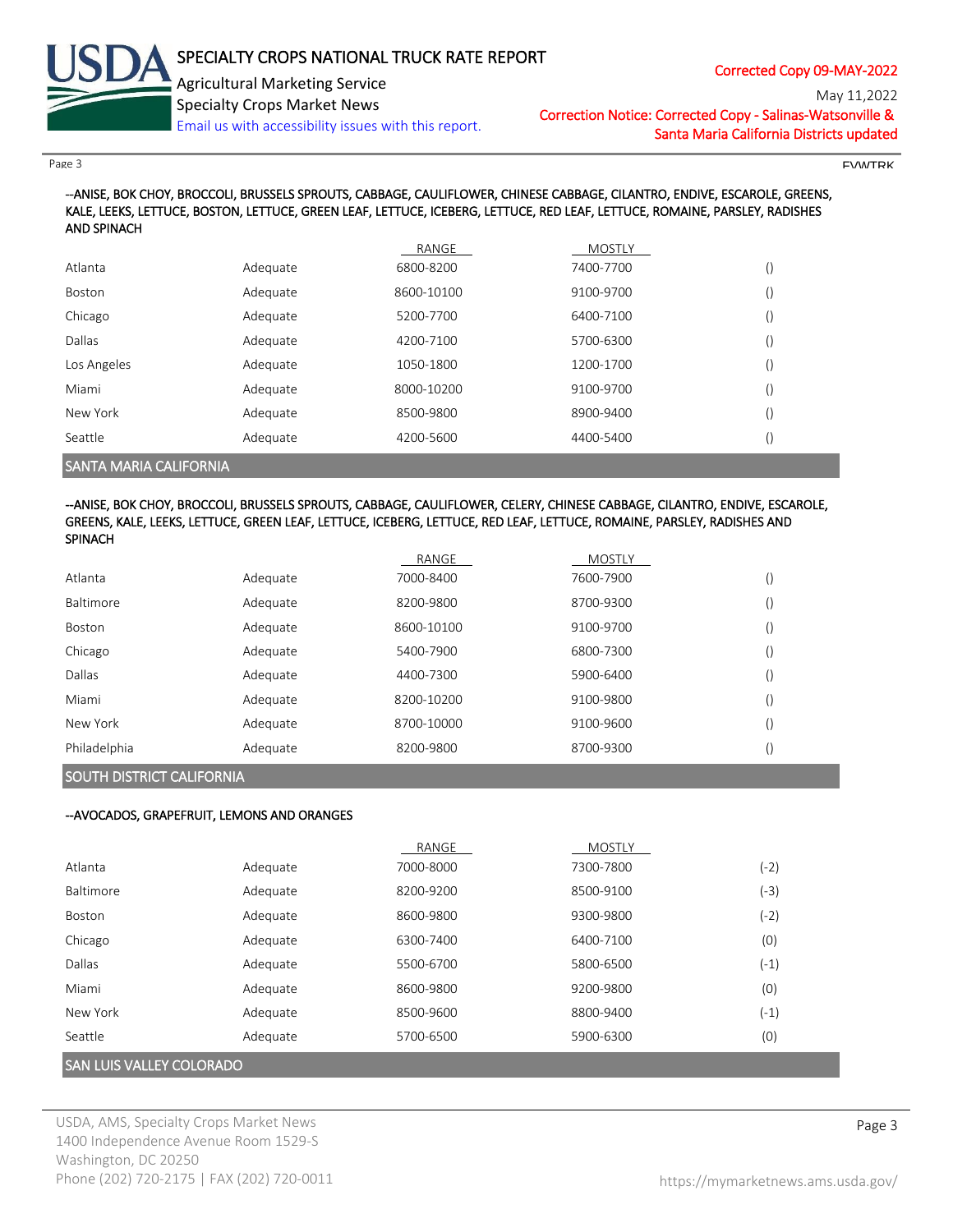--ANISE, BOK CHOY, BROCCOLI, BRUSSELS SPROUTS, CABBAGE, CAULIFLOWER, CHINESE CABBAGE, CILANTRO, ENDIVE, ESCAROLE, GREENS, KALE, LEEKS, LETTUCE, BOSTON, LETTUCE, GREEN LEAF, LETTUCE, ICEBERG, LETTUCE, RED LEAF, LETTUCE, ROMAINE, PARSLEY, RADISHES AND SPINACH

| | | RANGE | MOSTLY | |
|---|---|---|---|---|
| Atlanta | Adequate | 6800-8200 | 7400-7700 | () |
| Boston | Adequate | 8600-10100 | 9100-9700 | () |
| Chicago | Adequate | 5200-7700 | 6400-7100 | () |
| Dallas | Adequate | 4200-7100 | 5700-6300 | () |
| Los Angeles | Adequate | 1050-1800 | 1200-1700 | () |
| Miami | Adequate | 8000-10200 | 9100-9700 | () |
| New York | Adequate | 8500-9800 | 8900-9400 | () |
| Seattle | Adequate | 4200-5600 | 4400-5400 | () |

## SANTA MARIA CALIFORNIA

--ANISE, BOK CHOY, BROCCOLI, BRUSSELS SPROUTS, CABBAGE, CAULIFLOWER, CELERY, CHINESE CABBAGE, CILANTRO, ENDIVE, ESCAROLE, GREENS, KALE, LEEKS, LETTUCE, GREEN LEAF, LETTUCE, ICEBERG, LETTUCE, RED LEAF, LETTUCE, ROMAINE, PARSLEY, RADISHES AND SPINACH

| | | RANGE | MOSTLY | |
|---|---|---|---|---|
| Atlanta | Adequate | 7000-8400 | 7600-7900 | () |
| Baltimore | Adequate | 8200-9800 | 8700-9300 | () |
| Boston | Adequate | 8600-10100 | 9100-9700 | () |
| Chicago | Adequate | 5400-7900 | 6800-7300 | () |
| Dallas | Adequate | 4400-7300 | 5900-6400 | () |
| Miami | Adequate | 8200-10200 | 9100-9800 | () |
| New York | Adequate | 8700-10000 | 9100-9600 | () |
| Philadelphia | Adequate | 8200-9800 | 8700-9300 | () |

## SOUTH DISTRICT CALIFORNIA

--AVOCADOS, GRAPEFRUIT, LEMONS AND ORANGES

| | | RANGE | MOSTLY | |
|---|---|---|---|---|
| Atlanta | Adequate | 7000-8000 | 7300-7800 | (-2) |
| Baltimore | Adequate | 8200-9200 | 8500-9100 | (-3) |
| Boston | Adequate | 8600-9800 | 9300-9800 | (-2) |
| Chicago | Adequate | 6300-7400 | 6400-7100 | (0) |
| Dallas | Adequate | 5500-6700 | 5800-6500 | (-1) |
| Miami | Adequate | 8600-9800 | 9200-9800 | (0) |
| New York | Adequate | 8500-9600 | 8800-9400 | (-1) |
| Seattle | Adequate | 5700-6500 | 5900-6300 | (0) |

## SAN LUIS VALLEY COLORADO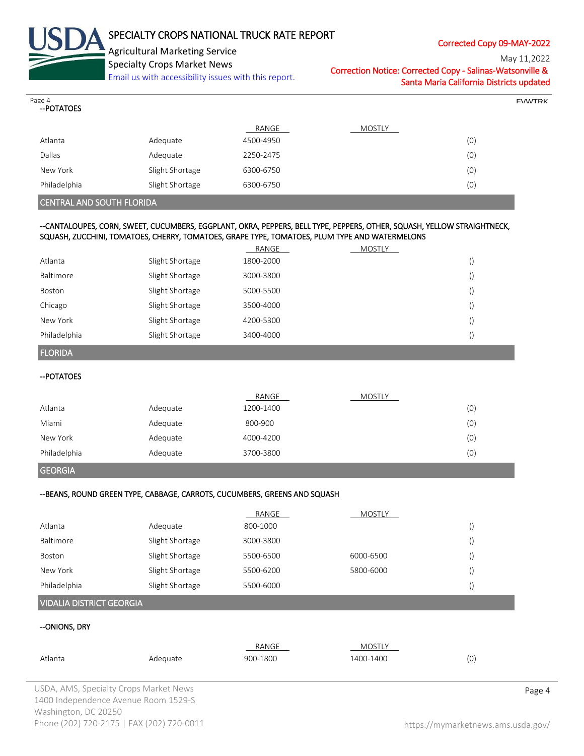--POTATOES

| | | RANGE | MOSTLY | |
|---|---|---|---|---|
| Atlanta | Adequate | 4500-4950 | | (0) |
| Dallas | Adequate | 2250-2475 | | (0) |
| New York | Slight Shortage | 6300-6750 | | (0) |
| Philadelphia | Slight Shortage | 6300-6750 | | (0) |

## CENTRAL AND SOUTH FLORIDA

--CANTALOUPES, CORN, SWEET, CUCUMBERS, EGGPLANT, OKRA, PEPPERS, BELL TYPE, PEPPERS, OTHER, SQUASH, YELLOW STRAIGHTNECK, SQUASH, ZUCCHINI, TOMATOES, CHERRY, TOMATOES, GRAPE TYPE, TOMATOES, PLUM TYPE AND WATERMELONS

| | | RANGE | MOSTLY | |
|---|---|---|---|---|
| Atlanta | Slight Shortage | 1800-2000 | | () |
| Baltimore | Slight Shortage | 3000-3800 | | () |
| Boston | Slight Shortage | 5000-5500 | | () |
| Chicago | Slight Shortage | 3500-4000 | | () |
| New York | Slight Shortage | 4200-5300 | | () |
| Philadelphia | Slight Shortage | 3400-4000 | | () |

## FLORIDA

--POTATOES

| | | RANGE | MOSTLY | |
|---|---|---|---|---|
| Atlanta | Adequate | 1200-1400 | | (0) |
| Miami | Adequate | 800-900 | | (0) |
| New York | Adequate | 4000-4200 | | (0) |
| Philadelphia | Adequate | 3700-3800 | | (0) |

## GEORGIA

--BEANS, ROUND GREEN TYPE, CABBAGE, CARROTS, CUCUMBERS, GREENS AND SQUASH

| | | RANGE | MOSTLY | |
|---|---|---|---|---|
| Atlanta | Adequate | 800-1000 | | () |
| Baltimore | Slight Shortage | 3000-3800 | | () |
| Boston | Slight Shortage | 5500-6500 | 6000-6500 | () |
| New York | Slight Shortage | 5500-6200 | 5800-6000 | () |
| Philadelphia | Slight Shortage | 5500-6000 | | () |

## VIDALIA DISTRICT GEORGIA

--ONIONS, DRY

| | | RANGE | MOSTLY | |
|---|---|---|---|---|
| Atlanta | Adequate | 900-1800 | 1400-1400 | (0) |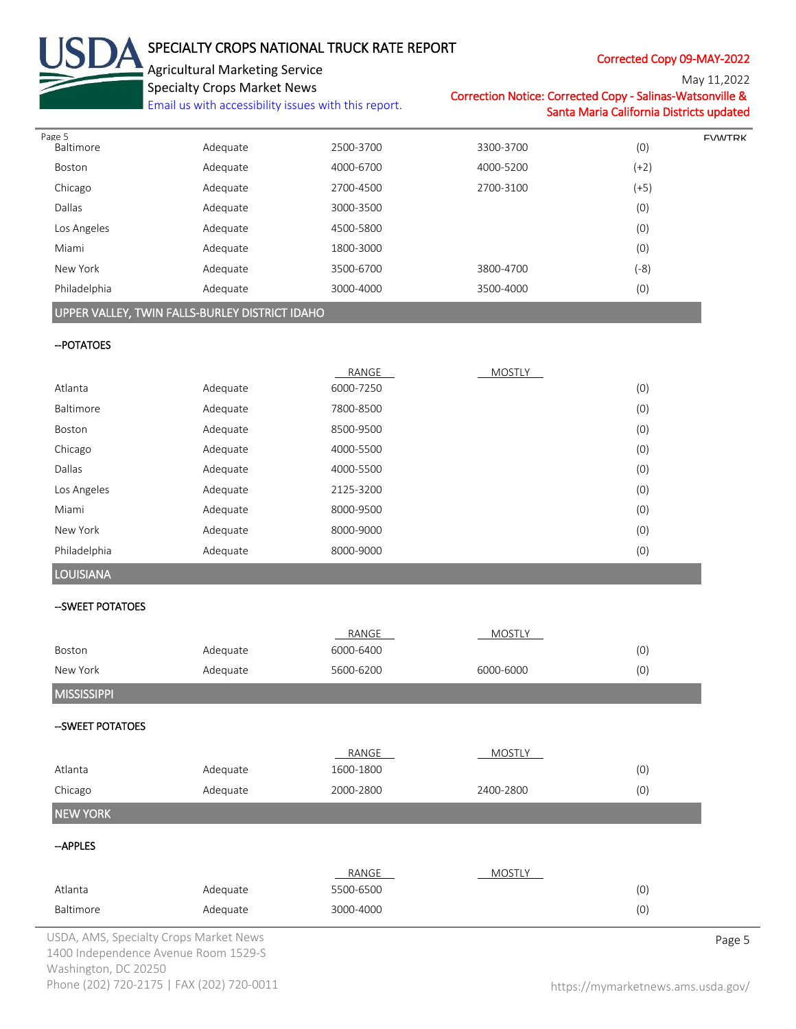| | | | | |
|---|---|---|---|---|
| Baltimore | Adequate | 2500-3700 | 3300-3700 | (0) |
| Boston | Adequate | 4000-6700 | 4000-5200 | (+2) |
| Chicago | Adequate | 2700-4500 | 2700-3100 | (+5) |
| Dallas | Adequate | 3000-3500 | | (0) |
| Los Angeles | Adequate | 4500-5800 | | (0) |
| Miami | Adequate | 1800-3000 | | (0) |
| New York | Adequate | 3500-6700 | 3800-4700 | (-8) |
| Philadelphia | Adequate | 3000-4000 | 3500-4000 | (0) |

## UPPER VALLEY, TWIN FALLS-BURLEY DISTRICT IDAHO

--POTATOES

| | | RANGE | MOSTLY | |
|---|---|---|---|---|
| Atlanta | Adequate | 6000-7250 | | (0) |
| Baltimore | Adequate | 7800-8500 | | (0) |
| Boston | Adequate | 8500-9500 | | (0) |
| Chicago | Adequate | 4000-5500 | | (0) |
| Dallas | Adequate | 4000-5500 | | (0) |
| Los Angeles | Adequate | 2125-3200 | | (0) |
| Miami | Adequate | 8000-9500 | | (0) |
| New York | Adequate | 8000-9000 | | (0) |
| Philadelphia | Adequate | 8000-9000 | | (0) |

## LOUISIANA

--SWEET POTATOES

| | | RANGE | MOSTLY | |
|---|---|---|---|---|
| Boston | Adequate | 6000-6400 | | (0) |
| New York | Adequate | 5600-6200 | 6000-6000 | (0) |

## MISSISSIPPI

--SWEET POTATOES

| | | RANGE | MOSTLY | |
|---|---|---|---|---|
| Atlanta | Adequate | 1600-1800 | | (0) |
| Chicago | Adequate | 2000-2800 | 2400-2800 | (0) |

## NEW YORK

--APPLES

| | | RANGE | MOSTLY | |
|---|---|---|---|---|
| Atlanta | Adequate | 5500-6500 | | (0) |
| Baltimore | Adequate | 3000-4000 | | (0) |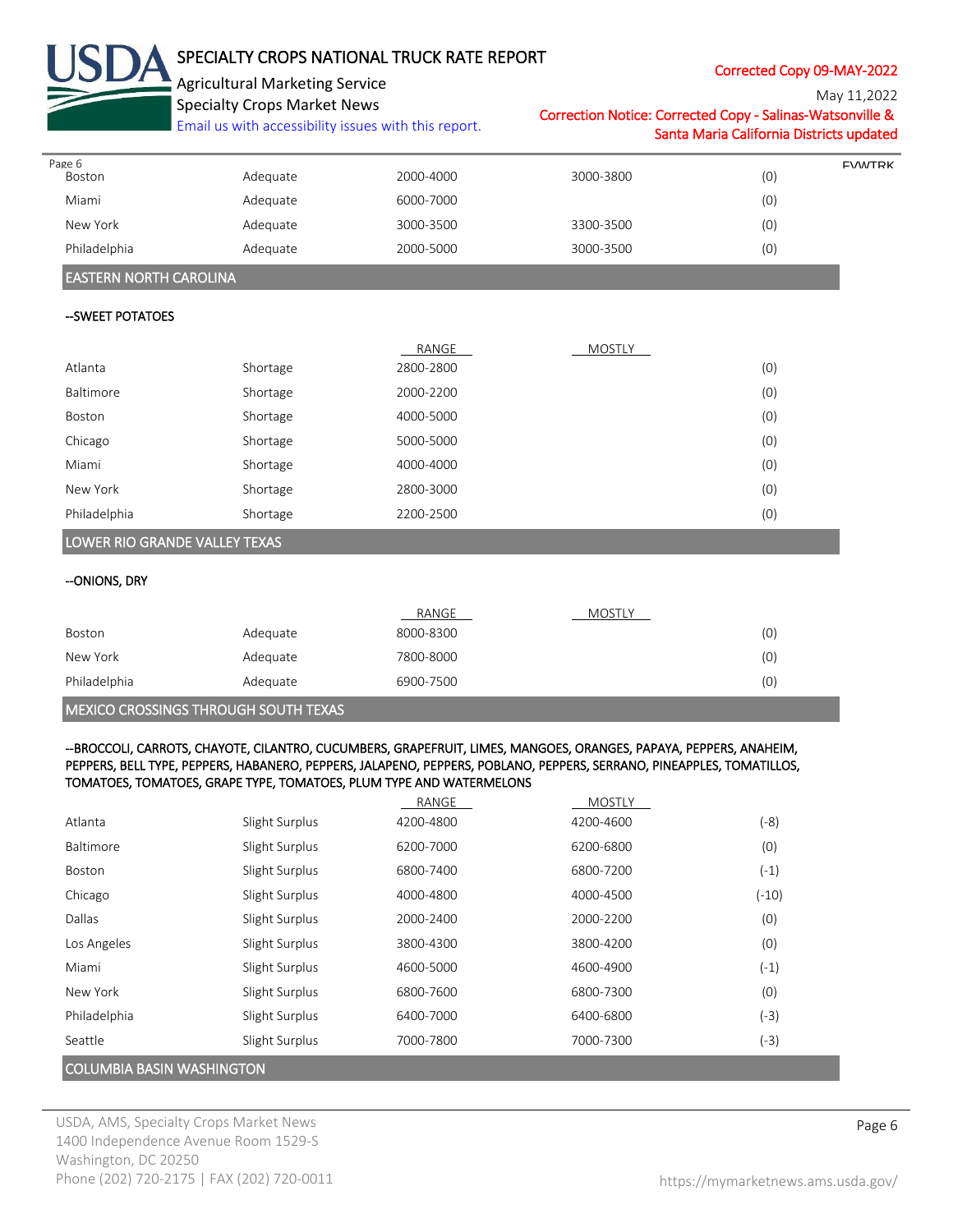| | | | | |
|---|---|---|---|---|
| Boston | Adequate | 2000-4000 | 3000-3800 | (0) |
| Miami | Adequate | 6000-7000 | | (0) |
| New York | Adequate | 3000-3500 | 3300-3500 | (0) |
| Philadelphia | Adequate | 2000-5000 | 3000-3500 | (0) |

## EASTERN NORTH CAROLINA

--SWEET POTATOES

| | | RANGE | MOSTLY | |
|---|---|---|---|---|
| Atlanta | Shortage | 2800-2800 | | (0) |
| Baltimore | Shortage | 2000-2200 | | (0) |
| Boston | Shortage | 4000-5000 | | (0) |
| Chicago | Shortage | 5000-5000 | | (0) |
| Miami | Shortage | 4000-4000 | | (0) |
| New York | Shortage | 2800-3000 | | (0) |
| Philadelphia | Shortage | 2200-2500 | | (0) |

## LOWER RIO GRANDE VALLEY TEXAS

--ONIONS, DRY

| | | RANGE | MOSTLY | |
|---|---|---|---|---|
| Boston | Adequate | 8000-8300 | | (0) |
| New York | Adequate | 7800-8000 | | (0) |
| Philadelphia | Adequate | 6900-7500 | | (0) |

## MEXICO CROSSINGS THROUGH SOUTH TEXAS

--BROCCOLI, CARROTS, CHAYOTE, CILANTRO, CUCUMBERS, GRAPEFRUIT, LIMES, MANGOES, ORANGES, PAPAYA, PEPPERS, ANAHEIM, PEPPERS, BELL TYPE, PEPPERS, HABANERO, PEPPERS, JALAPENO, PEPPERS, POBLANO, PEPPERS, SERRANO, PINEAPPLES, TOMATILLOS, TOMATOES, TOMATOES, GRAPE TYPE, TOMATOES, PLUM TYPE AND WATERMELONS

| | | RANGE | MOSTLY | |
|---|---|---|---|---|
| Atlanta | Slight Surplus | 4200-4800 | 4200-4600 | (-8) |
| Baltimore | Slight Surplus | 6200-7000 | 6200-6800 | (0) |
| Boston | Slight Surplus | 6800-7400 | 6800-7200 | (-1) |
| Chicago | Slight Surplus | 4000-4800 | 4000-4500 | (-10) |
| Dallas | Slight Surplus | 2000-2400 | 2000-2200 | (0) |
| Los Angeles | Slight Surplus | 3800-4300 | 3800-4200 | (0) |
| Miami | Slight Surplus | 4600-5000 | 4600-4900 | (-1) |
| New York | Slight Surplus | 6800-7600 | 6800-7300 | (0) |
| Philadelphia | Slight Surplus | 6400-7000 | 6400-6800 | (-3) |
| Seattle | Slight Surplus | 7000-7800 | 7000-7300 | (-3) |

## COLUMBIA BASIN WASHINGTON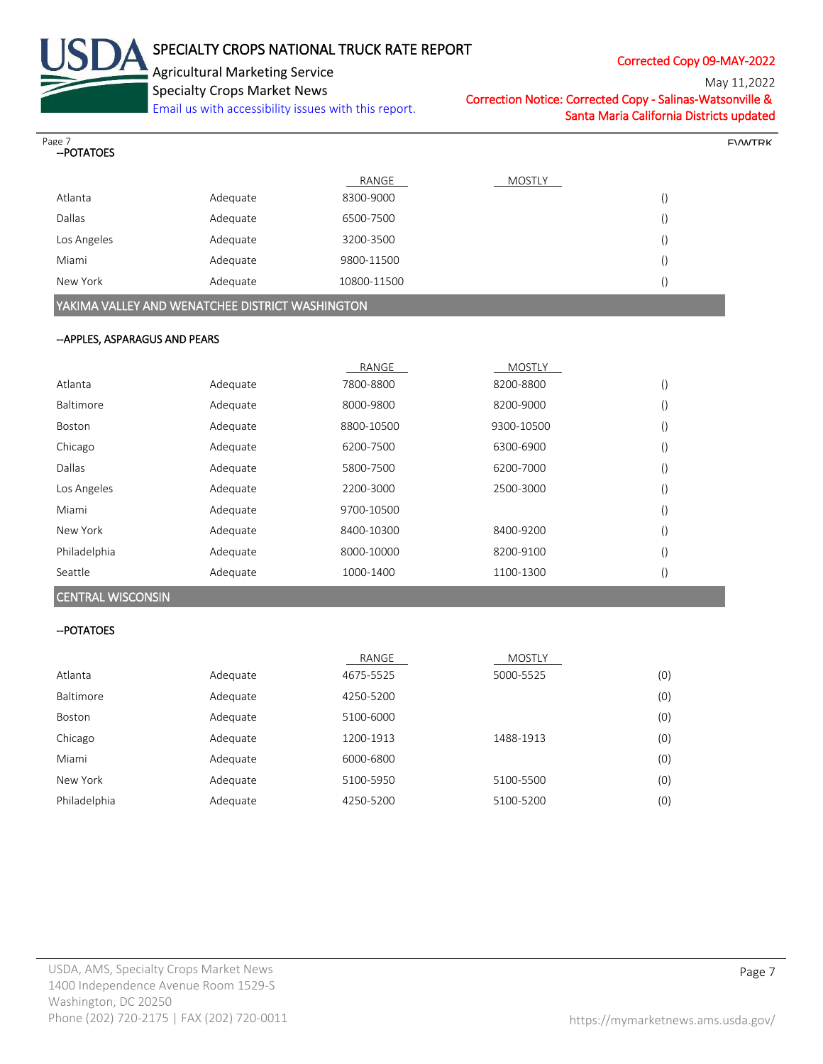--POTATOES

| | | RANGE | MOSTLY | |
|---|---|---|---|---|
| Atlanta | Adequate | 8300-9000 | | () |
| Dallas | Adequate | 6500-7500 | | () |
| Los Angeles | Adequate | 3200-3500 | | () |
| Miami | Adequate | 9800-11500 | | () |
| New York | Adequate | 10800-11500 | | () |

## YAKIMA VALLEY AND WENATCHEE DISTRICT WASHINGTON

--APPLES, ASPARAGUS AND PEARS

| | | RANGE | MOSTLY | |
|---|---|---|---|---|
| Atlanta | Adequate | 7800-8800 | 8200-8800 | () |
| Baltimore | Adequate | 8000-9800 | 8200-9000 | () |
| Boston | Adequate | 8800-10500 | 9300-10500 | () |
| Chicago | Adequate | 6200-7500 | 6300-6900 | () |
| Dallas | Adequate | 5800-7500 | 6200-7000 | () |
| Los Angeles | Adequate | 2200-3000 | 2500-3000 | () |
| Miami | Adequate | 9700-10500 | | () |
| New York | Adequate | 8400-10300 | 8400-9200 | () |
| Philadelphia | Adequate | 8000-10000 | 8200-9100 | () |
| Seattle | Adequate | 1000-1400 | 1100-1300 | () |

## CENTRAL WISCONSIN

--POTATOES

| | | RANGE | MOSTLY | |
|---|---|---|---|---|
| Atlanta | Adequate | 4675-5525 | 5000-5525 | (0) |
| Baltimore | Adequate | 4250-5200 | | (0) |
| Boston | Adequate | 5100-6000 | | (0) |
| Chicago | Adequate | 1200-1913 | 1488-1913 | (0) |
| Miami | Adequate | 6000-6800 | | (0) |
| New York | Adequate | 5100-5950 | 5100-5500 | (0) |
| Philadelphia | Adequate | 4250-5200 | 5100-5200 | (0) |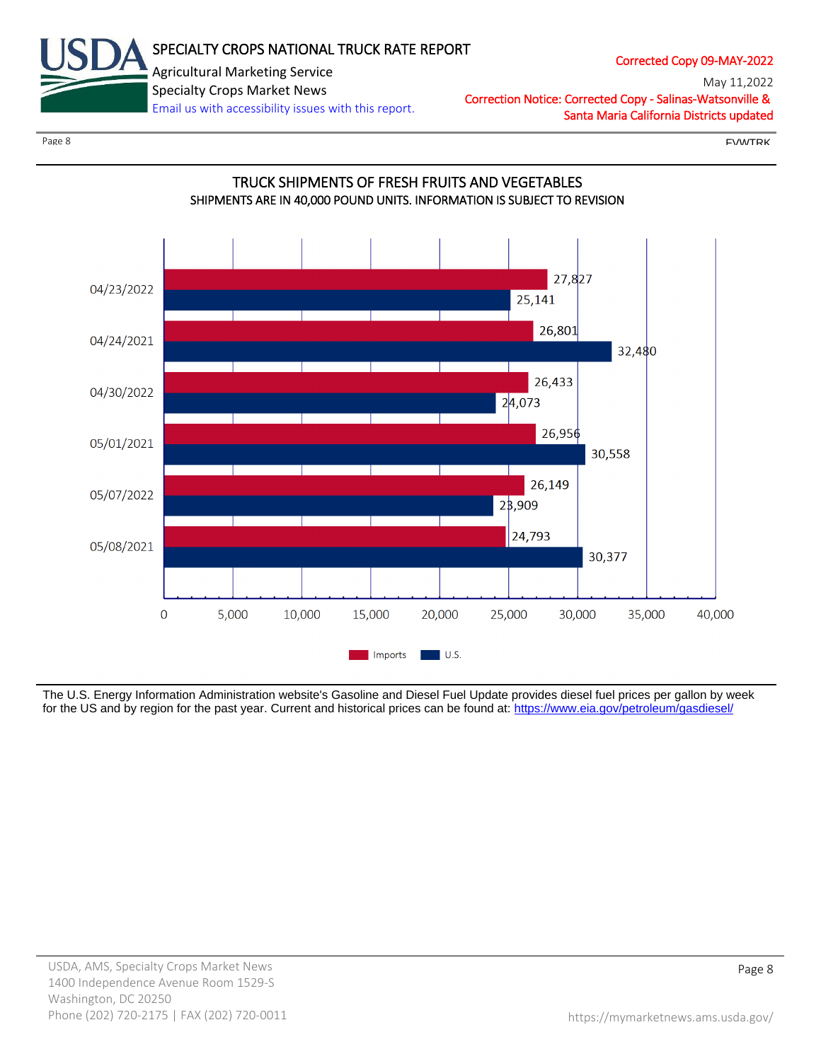# TRUCK SHIPMENTS OF FRESH FRUITS AND VEGETABLES

SHIPMENTS ARE IN 40,000 POUND UNITS. INFORMATION IS SUBJECT TO REVISION

04/23/2022
27,827
25,141
04/24/2021
26,801
32,480
04/30/2022
26,433
24,073
05/01/2021
26,956
30,558
05/07/2022
26,149
23,909
05/08/2021
24,793
30,377

0
5,000
10,000
15,000
20,000
25,000
30,000
35,000
40,000

Imports
U.S.

The U.S. Energy Information Administration website's Gasoline and Diesel Fuel Update provides diesel fuel prices per gallon by week for the US and by region for the past year. Current and historical prices can be found at: https://www.eia.gov/petroleum/gasdiesel/